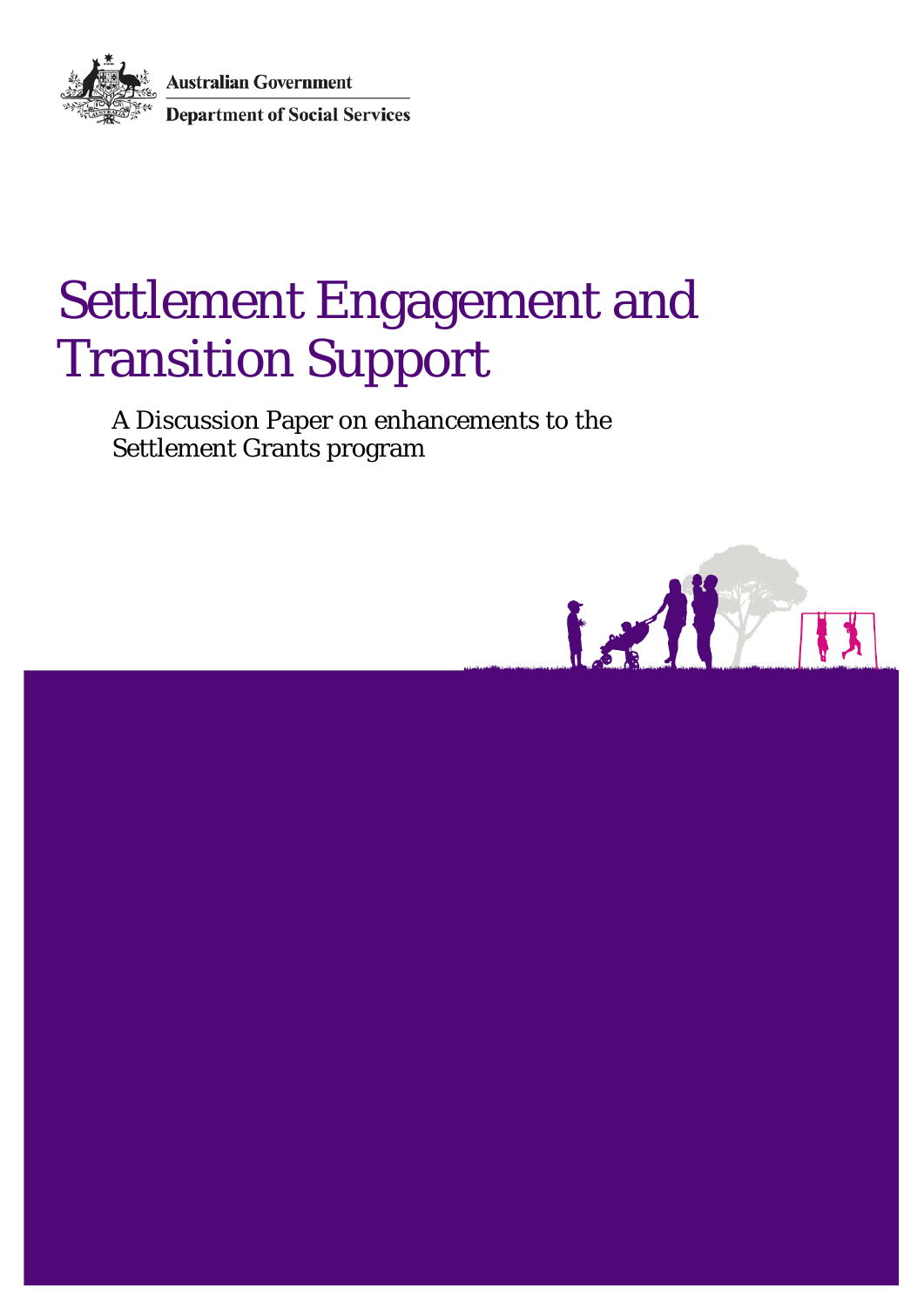Australian Government

Department of Social Services

# Settlement Engagement and Transition Support

A Discussion Paper on enhancements to the Settlement Grants program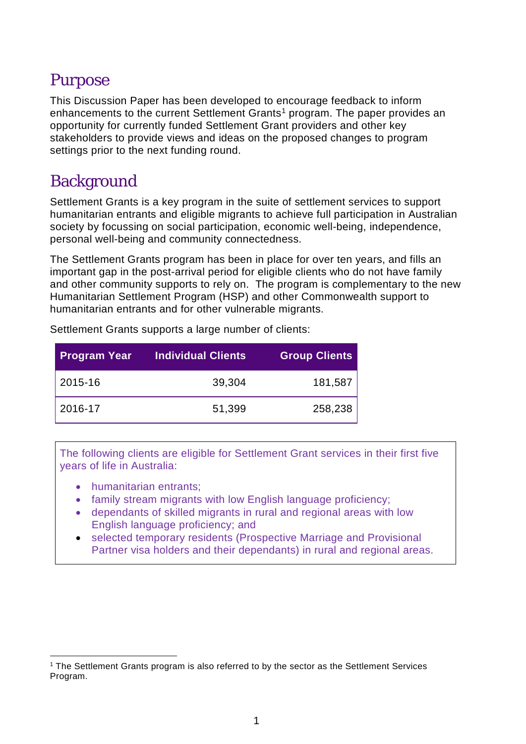## Purpose

This Discussion Paper has been developed to encourage feedback to inform enhancements to the current Settlement Grants[1] program. The paper provides an opportunity for currently funded Settlement Grant providers and other key stakeholders to provide views and ideas on the proposed changes to program settings prior to the next funding round.

## Background

Settlement Grants is a key program in the suite of settlement services to support humanitarian entrants and eligible migrants to achieve full participation in Australian society by focussing on social participation, economic well-being, independence, personal well-being and community connectedness.

The Settlement Grants program has been in place for over ten years, and fills an important gap in the post-arrival period for eligible clients who do not have family and other community supports to rely on. The program is complementary to the new Humanitarian Settlement Program (HSP) and other Commonwealth support to humanitarian entrants and for other vulnerable migrants.

Settlement Grants supports a large number of clients:

| Program Year | Individual Clients | Group Clients |
|---|---|---|
| 2015-16 | 39,304 | 181,587 |
| 2016-17 | 51,399 | 258,238 |

The following clients are eligible for Settlement Grant services in their first five years of life in Australia:

- humanitarian entrants;
- family stream migrants with low English language proficiency;
- dependants of skilled migrants in rural and regional areas with low English language proficiency; and
- selected temporary residents (Prospective Marriage and Provisional Partner visa holders and their dependants) in rural and regional areas.

[1] The Settlement Grants program is also referred to by the sector as the Settlement Services Program.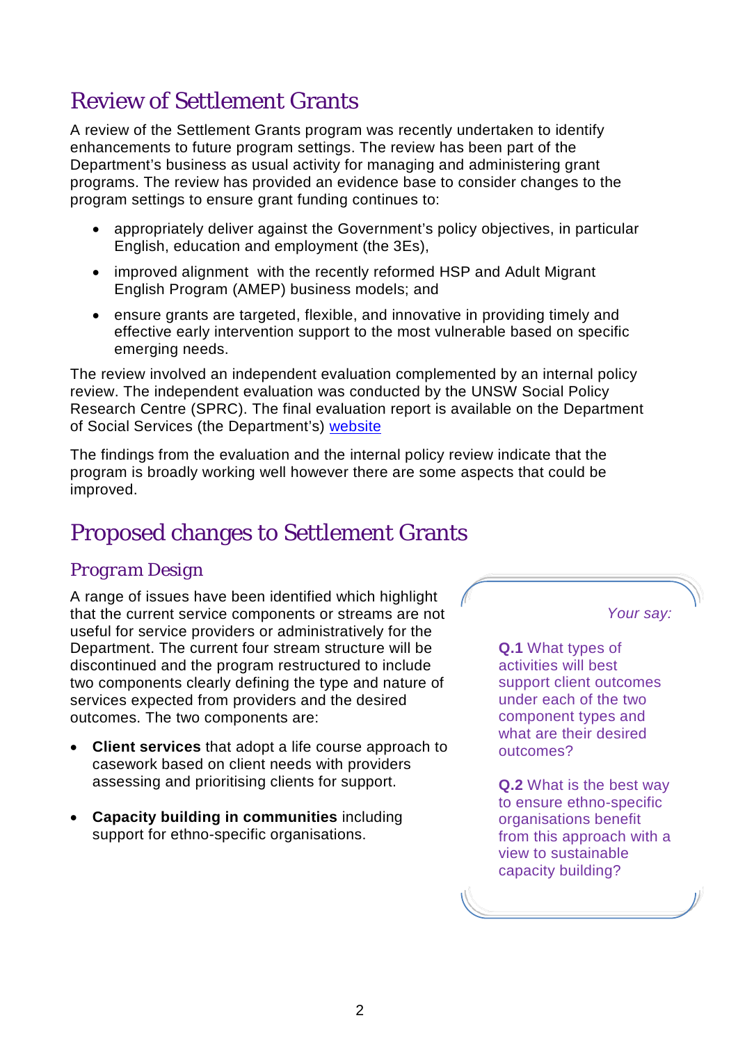## Review of Settlement Grants

A review of the Settlement Grants program was recently undertaken to identify enhancements to future program settings. The review has been part of the Department's business as usual activity for managing and administering grant programs. The review has provided an evidence base to consider changes to the program settings to ensure grant funding continues to:

- appropriately deliver against the Government's policy objectives, in particular English, education and employment (the 3Es),
- improved alignment with the recently reformed HSP and Adult Migrant English Program (AMEP) business models; and
- ensure grants are targeted, flexible, and innovative in providing timely and effective early intervention support to the most vulnerable based on specific emerging needs.

The review involved an independent evaluation complemented by an internal policy review. The independent evaluation was conducted by the UNSW Social Policy Research Centre (SPRC). The final evaluation report is available on the Department of Social Services (the Department's) website

The findings from the evaluation and the internal policy review indicate that the program is broadly working well however there are some aspects that could be improved.

## Proposed changes to Settlement Grants

### Program Design

A range of issues have been identified which highlight that the current service components or streams are not useful for service providers or administratively for the Department. The current four stream structure will be discontinued and the program restructured to include two components clearly defining the type and nature of services expected from providers and the desired outcomes. The two components are:

- **Client services** that adopt a life course approach to casework based on client needs with providers assessing and prioritising clients for support.
- **Capacity building in communities** including support for ethno-specific organisations.

*Your say:*

**Q.1** What types of activities will best support client outcomes under each of the two component types and what are their desired outcomes?

**Q.2** What is the best way to ensure ethno-specific organisations benefit from this approach with a view to sustainable capacity building?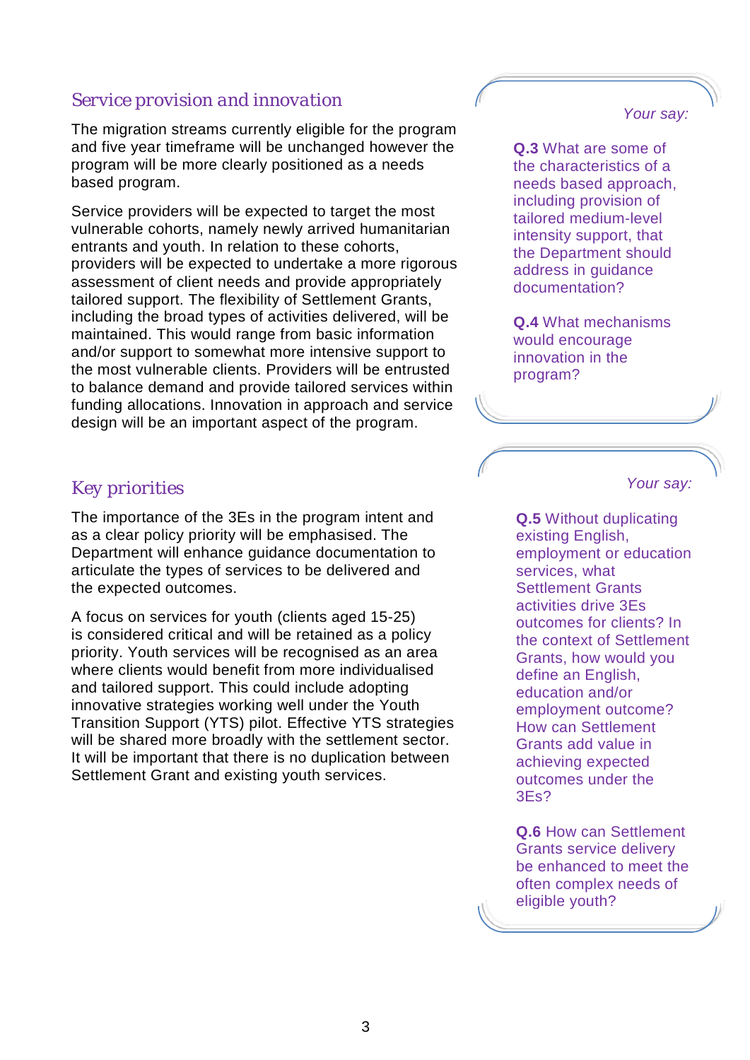## Service provision and innovation

The migration streams currently eligible for the program and five year timeframe will be unchanged however the program will be more clearly positioned as a needs based program.

Service providers will be expected to target the most vulnerable cohorts, namely newly arrived humanitarian entrants and youth. In relation to these cohorts, providers will be expected to undertake a more rigorous assessment of client needs and provide appropriately tailored support. The flexibility of Settlement Grants, including the broad types of activities delivered, will be maintained. This would range from basic information and/or support to somewhat more intensive support to the most vulnerable clients. Providers will be entrusted to balance demand and provide tailored services within funding allocations. Innovation in approach and service design will be an important aspect of the program.

*Your say:*

**Q.3** What are some of the characteristics of a needs based approach, including provision of tailored medium-level intensity support, that the Department should address in guidance documentation?

**Q.4** What mechanisms would encourage innovation in the program?

## Key priorities

The importance of the 3Es in the program intent and as a clear policy priority will be emphasised. The Department will enhance guidance documentation to articulate the types of services to be delivered and the expected outcomes.

A focus on services for youth (clients aged 15-25) is considered critical and will be retained as a policy priority. Youth services will be recognised as an area where clients would benefit from more individualised and tailored support. This could include adopting innovative strategies working well under the Youth Transition Support (YTS) pilot. Effective YTS strategies will be shared more broadly with the settlement sector. It will be important that there is no duplication between Settlement Grant and existing youth services.

*Your say:*

**Q.5** Without duplicating existing English, employment or education services, what Settlement Grants activities drive 3Es outcomes for clients? In the context of Settlement Grants, how would you define an English, education and/or employment outcome? How can Settlement Grants add value in achieving expected outcomes under the 3Es?

**Q.6** How can Settlement Grants service delivery be enhanced to meet the often complex needs of eligible youth?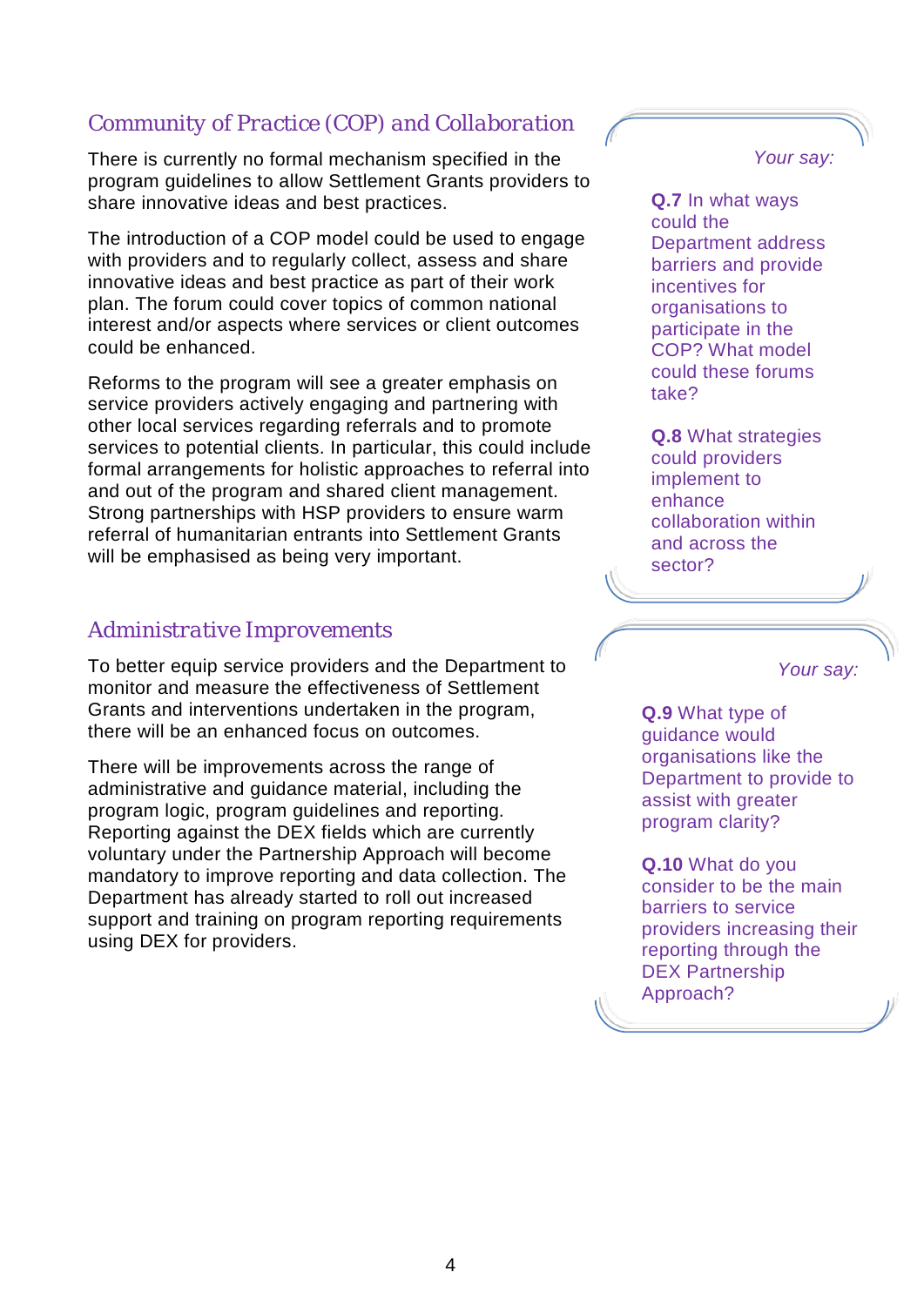## Community of Practice (COP) and Collaboration

There is currently no formal mechanism specified in the program guidelines to allow Settlement Grants providers to share innovative ideas and best practices.

The introduction of a COP model could be used to engage with providers and to regularly collect, assess and share innovative ideas and best practice as part of their work plan. The forum could cover topics of common national interest and/or aspects where services or client outcomes could be enhanced.

Reforms to the program will see a greater emphasis on service providers actively engaging and partnering with other local services regarding referrals and to promote services to potential clients. In particular, this could include formal arrangements for holistic approaches to referral into and out of the program and shared client management. Strong partnerships with HSP providers to ensure warm referral of humanitarian entrants into Settlement Grants will be emphasised as being very important.

*Your say:*

**Q.7** In what ways could the Department address barriers and provide incentives for organisations to participate in the COP? What model could these forums take?

**Q.8** What strategies could providers implement to enhance collaboration within and across the sector?

## Administrative Improvements

To better equip service providers and the Department to monitor and measure the effectiveness of Settlement Grants and interventions undertaken in the program, there will be an enhanced focus on outcomes.

There will be improvements across the range of administrative and guidance material, including the program logic, program guidelines and reporting. Reporting against the DEX fields which are currently voluntary under the Partnership Approach will become mandatory to improve reporting and data collection. The Department has already started to roll out increased support and training on program reporting requirements using DEX for providers.

*Your say:*

**Q.9** What type of guidance would organisations like the Department to provide to assist with greater program clarity?

**Q.10** What do you consider to be the main barriers to service providers increasing their reporting through the DEX Partnership Approach?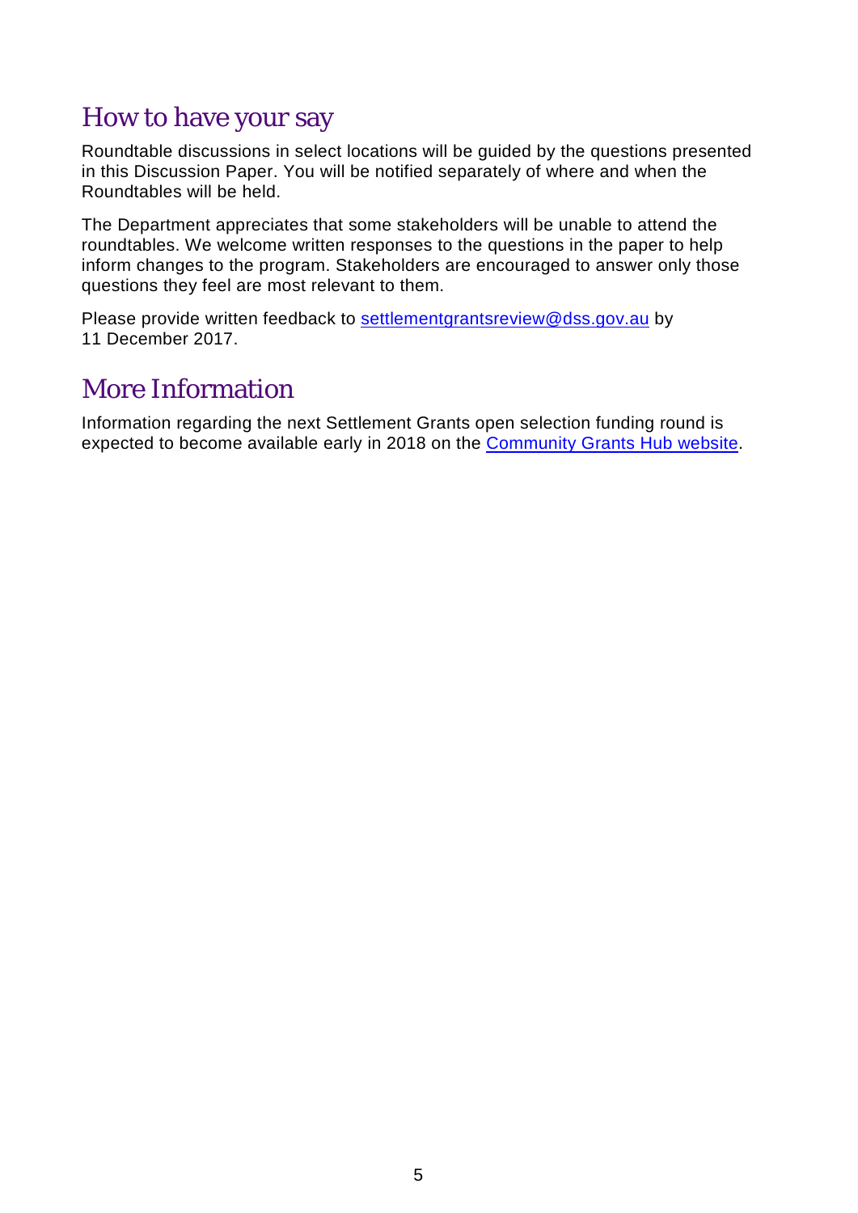## How to have your say

Roundtable discussions in select locations will be guided by the questions presented in this Discussion Paper. You will be notified separately of where and when the Roundtables will be held.

The Department appreciates that some stakeholders will be unable to attend the roundtables. We welcome written responses to the questions in the paper to help inform changes to the program. Stakeholders are encouraged to answer only those questions they feel are most relevant to them.

Please provide written feedback to settlementgrantsreview@dss.gov.au by 11 December 2017.

## More Information

Information regarding the next Settlement Grants open selection funding round is expected to become available early in 2018 on the Community Grants Hub website.